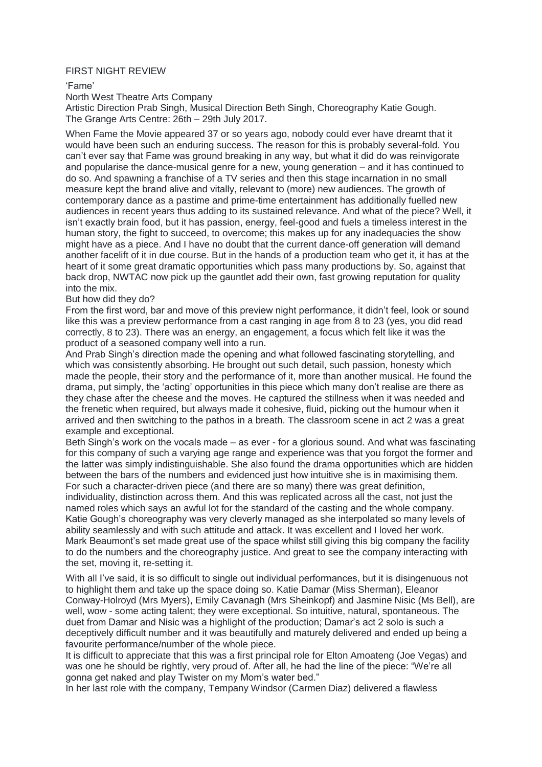FIRST NIGHT REVIEW

'Fame'

North West Theatre Arts Company

Artistic Direction Prab Singh, Musical Direction Beth Singh, Choreography Katie Gough.

The Grange Arts Centre: 26th – 29th July 2017.

When Fame the Movie appeared 37 or so years ago, nobody could ever have dreamt that it would have been such an enduring success. The reason for this is probably several-fold. You can't ever say that Fame was ground breaking in any way, but what it did do was reinvigorate and popularise the dance-musical genre for a new, young generation – and it has continued to do so. And spawning a franchise of a TV series and then this stage incarnation in no small measure kept the brand alive and vitally, relevant to (more) new audiences. The growth of contemporary dance as a pastime and prime-time entertainment has additionally fuelled new audiences in recent years thus adding to its sustained relevance. And what of the piece? Well, it isn't exactly brain food, but it has passion, energy, feel-good and fuels a timeless interest in the human story, the fight to succeed, to overcome; this makes up for any inadequacies the show might have as a piece. And I have no doubt that the current dance-off generation will demand another facelift of it in due course. But in the hands of a production team who get it, it has at the heart of it some great dramatic opportunities which pass many productions by. So, against that back drop, NWTAC now pick up the gauntlet add their own, fast growing reputation for quality into the mix.

But how did they do?

From the first word, bar and move of this preview night performance, it didn't feel, look or sound like this was a preview performance from a cast ranging in age from 8 to 23 (yes, you did read correctly, 8 to 23). There was an energy, an engagement, a focus which felt like it was the product of a seasoned company well into a run.

And Prab Singh's direction made the opening and what followed fascinating storytelling, and which was consistently absorbing. He brought out such detail, such passion, honesty which made the people, their story and the performance of it, more than another musical. He found the drama, put simply, the 'acting' opportunities in this piece which many don't realise are there as they chase after the cheese and the moves. He captured the stillness when it was needed and the frenetic when required, but always made it cohesive, fluid, picking out the humour when it arrived and then switching to the pathos in a breath. The classroom scene in act 2 was a great example and exceptional.

Beth Singh's work on the vocals made – as ever - for a glorious sound. And what was fascinating for this company of such a varying age range and experience was that you forgot the former and the latter was simply indistinguishable. She also found the drama opportunities which are hidden between the bars of the numbers and evidenced just how intuitive she is in maximising them. For such a character-driven piece (and there are so many) there was great definition, individuality, distinction across them. And this was replicated across all the cast, not just the named roles which says an awful lot for the standard of the casting and the whole company. Katie Gough's choreography was very cleverly managed as she interpolated so many levels of ability seamlessly and with such attitude and attack. It was excellent and I loved her work. Mark Beaumont's set made great use of the space whilst still giving this big company the facility to do the numbers and the choreography justice. And great to see the company interacting with the set, moving it, re-setting it.

With all I've said, it is so difficult to single out individual performances, but it is disingenuous not to highlight them and take up the space doing so. Katie Damar (Miss Sherman), Eleanor Conway-Holroyd (Mrs Myers), Emily Cavanagh (Mrs Sheinkopf) and Jasmine Nisic (Ms Bell), are well, wow - some acting talent; they were exceptional. So intuitive, natural, spontaneous. The duet from Damar and Nisic was a highlight of the production; Damar's act 2 solo is such a deceptively difficult number and it was beautifully and maturely delivered and ended up being a favourite performance/number of the whole piece.

It is difficult to appreciate that this was a first principal role for Elton Amoateng (Joe Vegas) and was one he should be rightly, very proud of. After all, he had the line of the piece: "We're all gonna get naked and play Twister on my Mom's water bed."

In her last role with the company, Tempany Windsor (Carmen Diaz) delivered a flawless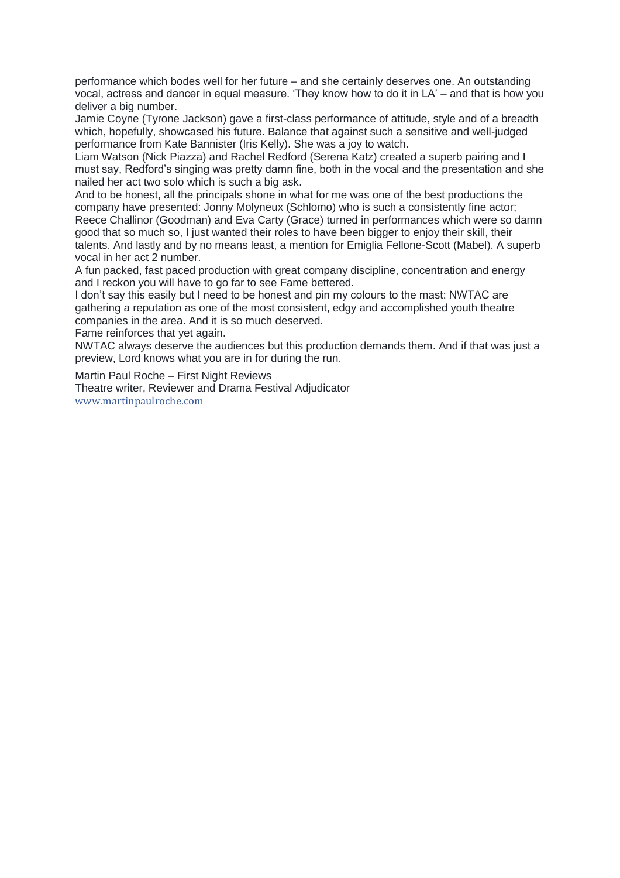performance which bodes well for her future – and she certainly deserves one. An outstanding vocal, actress and dancer in equal measure. 'They know how to do it in LA' – and that is how you deliver a big number.

Jamie Coyne (Tyrone Jackson) gave a first-class performance of attitude, style and of a breadth which, hopefully, showcased his future. Balance that against such a sensitive and well-judged performance from Kate Bannister (Iris Kelly). She was a joy to watch.

Liam Watson (Nick Piazza) and Rachel Redford (Serena Katz) created a superb pairing and I must say, Redford's singing was pretty damn fine, both in the vocal and the presentation and she nailed her act two solo which is such a big ask.

And to be honest, all the principals shone in what for me was one of the best productions the company have presented: Jonny Molyneux (Schlomo) who is such a consistently fine actor; Reece Challinor (Goodman) and Eva Carty (Grace) turned in performances which were so damn good that so much so, I just wanted their roles to have been bigger to enjoy their skill, their talents. And lastly and by no means least, a mention for Emiglia Fellone-Scott (Mabel). A superb vocal in her act 2 number.

A fun packed, fast paced production with great company discipline, concentration and energy and I reckon you will have to go far to see Fame bettered.

I don't say this easily but I need to be honest and pin my colours to the mast: NWTAC are gathering a reputation as one of the most consistent, edgy and accomplished youth theatre companies in the area. And it is so much deserved.

Fame reinforces that yet again.

NWTAC always deserve the audiences but this production demands them. And if that was just a preview, Lord knows what you are in for during the run.

Martin Paul Roche – First Night Reviews
Theatre writer, Reviewer and Drama Festival Adjudicator
www.martinpaulroche.com